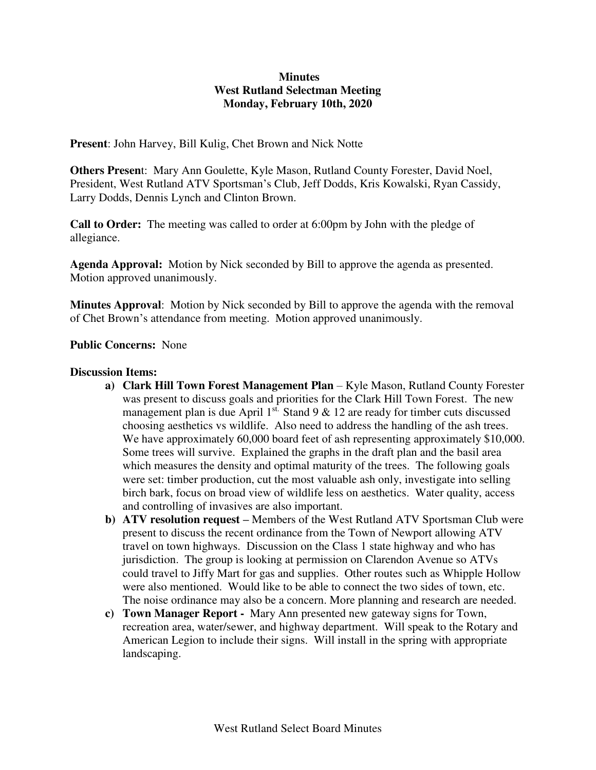**Minutes**
**West Rutland Selectman Meeting**
**Monday, February 10th, 2020**

**Present**: John Harvey, Bill Kulig, Chet Brown and Nick Notte

**Others Present**: Mary Ann Goulette, Kyle Mason, Rutland County Forester, David Noel, President, West Rutland ATV Sportsman's Club, Jeff Dodds, Kris Kowalski, Ryan Cassidy, Larry Dodds, Dennis Lynch and Clinton Brown.

**Call to Order:** The meeting was called to order at 6:00pm by John with the pledge of allegiance.

**Agenda Approval:** Motion by Nick seconded by Bill to approve the agenda as presented. Motion approved unanimously.

**Minutes Approval**: Motion by Nick seconded by Bill to approve the agenda with the removal of Chet Brown's attendance from meeting. Motion approved unanimously.

**Public Concerns:** None

**Discussion Items:**

a) **Clark Hill Town Forest Management Plan** – Kyle Mason, Rutland County Forester was present to discuss goals and priorities for the Clark Hill Town Forest. The new management plan is due April 1st. Stand 9 & 12 are ready for timber cuts discussed choosing aesthetics vs wildlife. Also need to address the handling of the ash trees. We have approximately 60,000 board feet of ash representing approximately $10,000. Some trees will survive. Explained the graphs in the draft plan and the basil area which measures the density and optimal maturity of the trees. The following goals were set: timber production, cut the most valuable ash only, investigate into selling birch bark, focus on broad view of wildlife less on aesthetics. Water quality, access and controlling of invasives are also important.

b) **ATV resolution request –** Members of the West Rutland ATV Sportsman Club were present to discuss the recent ordinance from the Town of Newport allowing ATV travel on town highways. Discussion on the Class 1 state highway and who has jurisdiction. The group is looking at permission on Clarendon Avenue so ATVs could travel to Jiffy Mart for gas and supplies. Other routes such as Whipple Hollow were also mentioned. Would like to be able to connect the two sides of town, etc. The noise ordinance may also be a concern. More planning and research are needed.

c) **Town Manager Report -** Mary Ann presented new gateway signs for Town, recreation area, water/sewer, and highway department. Will speak to the Rotary and American Legion to include their signs. Will install in the spring with appropriate landscaping.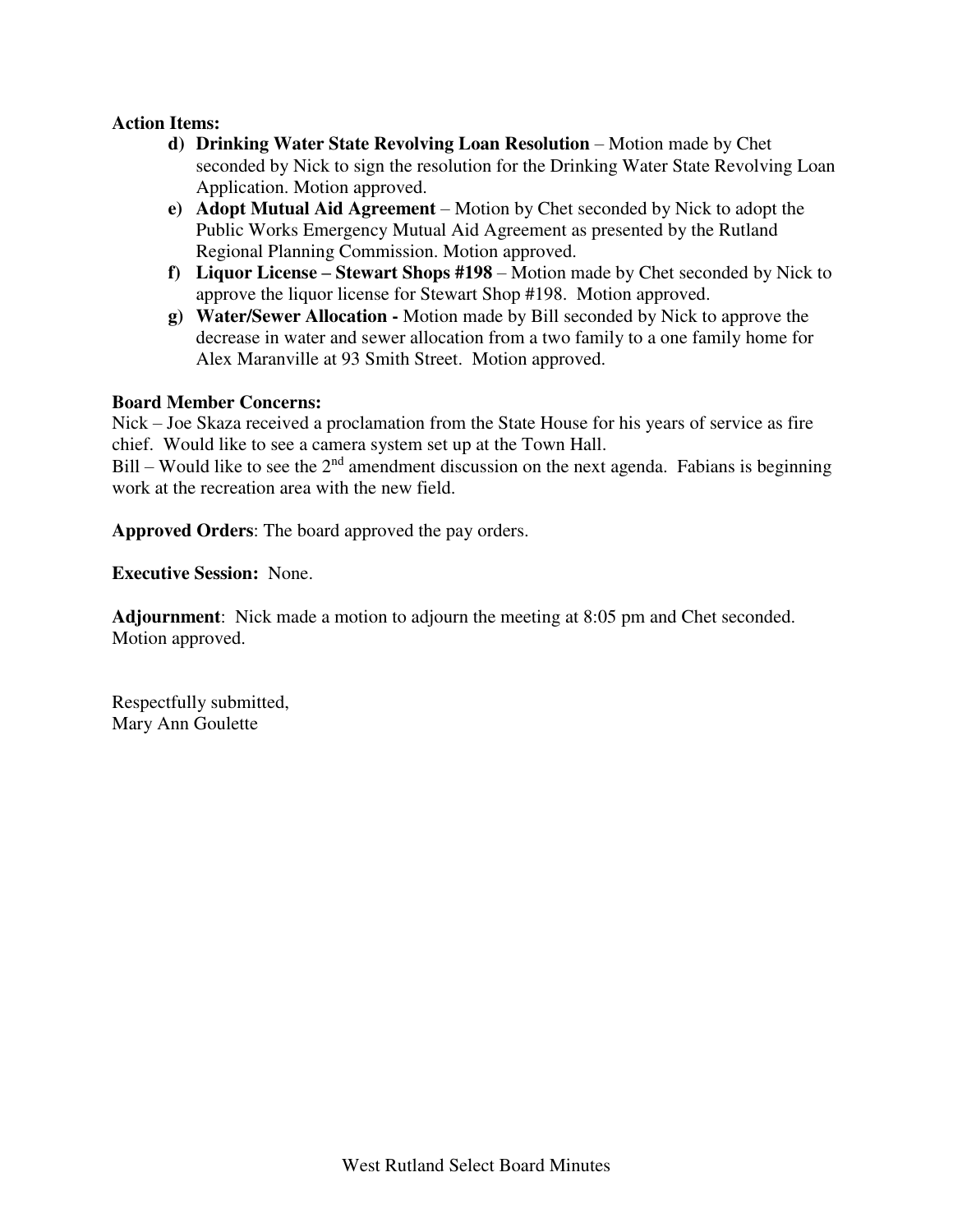**Action Items:**

d) **Drinking Water State Revolving Loan Resolution** – Motion made by Chet seconded by Nick to sign the resolution for the Drinking Water State Revolving Loan Application. Motion approved.

e) **Adopt Mutual Aid Agreement** – Motion by Chet seconded by Nick to adopt the Public Works Emergency Mutual Aid Agreement as presented by the Rutland Regional Planning Commission. Motion approved.

f) **Liquor License – Stewart Shops #198** – Motion made by Chet seconded by Nick to approve the liquor license for Stewart Shop #198. Motion approved.

g) **Water/Sewer Allocation -** Motion made by Bill seconded by Nick to approve the decrease in water and sewer allocation from a two family to a one family home for Alex Maranville at 93 Smith Street. Motion approved.

**Board Member Concerns:**

Nick – Joe Skaza received a proclamation from the State House for his years of service as fire chief. Would like to see a camera system set up at the Town Hall.

Bill – Would like to see the 2nd amendment discussion on the next agenda. Fabians is beginning work at the recreation area with the new field.

**Approved Orders**: The board approved the pay orders.

**Executive Session:** None.

**Adjournment**: Nick made a motion to adjourn the meeting at 8:05 pm and Chet seconded. Motion approved.

Respectfully submitted,
Mary Ann Goulette